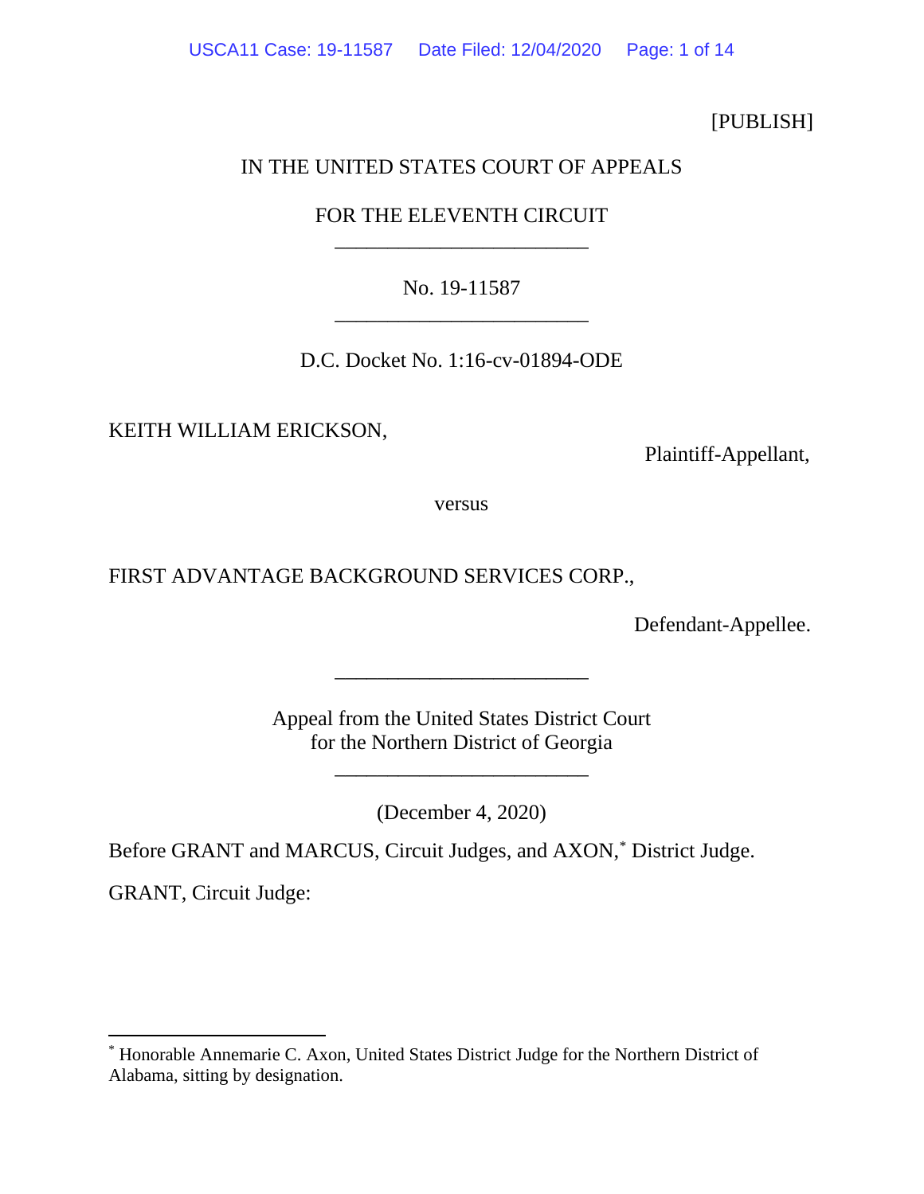[PUBLISH]

IN THE UNITED STATES COURT OF APPEALS

FOR THE ELEVENTH CIRCUIT

________________________

No. 19-11587

________________________

D.C. Docket No. 1:16-cv-01894-ODE

KEITH WILLIAM ERICKSON,

Plaintiff-Appellant,

versus

FIRST ADVANTAGE BACKGROUND SERVICES CORP.,

Defendant-Appellee.

________________________

Appeal from the United States District Court
for the Northern District of Georgia

________________________

(December 4, 2020)

Before GRANT and MARCUS, Circuit Judges, and AXON,* District Judge.

GRANT, Circuit Judge:

---

* Honorable Annemarie C. Axon, United States District Judge for the Northern District of Alabama, sitting by designation.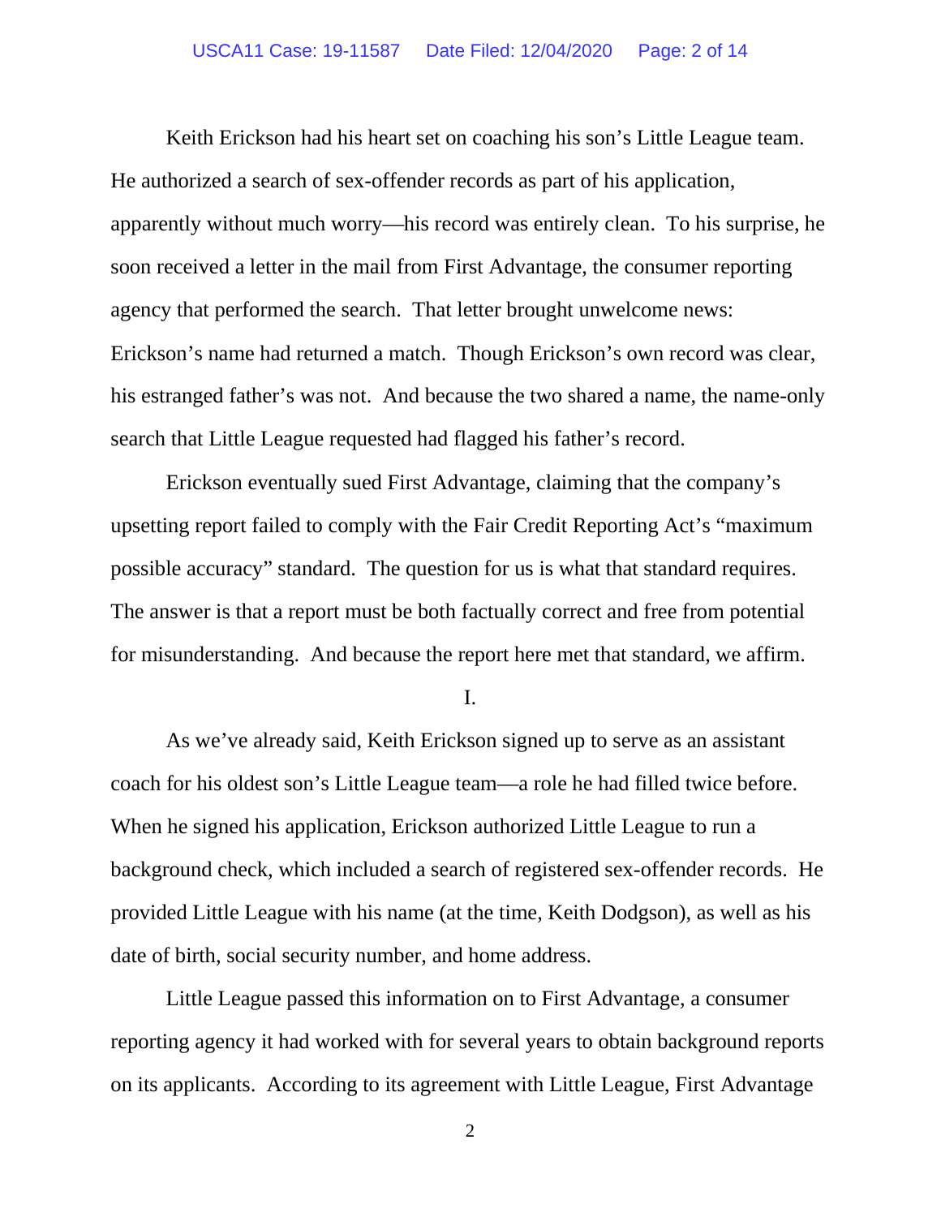Keith Erickson had his heart set on coaching his son's Little League team. He authorized a search of sex-offender records as part of his application, apparently without much worry—his record was entirely clean. To his surprise, he soon received a letter in the mail from First Advantage, the consumer reporting agency that performed the search. That letter brought unwelcome news: Erickson's name had returned a match. Though Erickson's own record was clear, his estranged father's was not. And because the two shared a name, the name-only search that Little League requested had flagged his father's record.

Erickson eventually sued First Advantage, claiming that the company's upsetting report failed to comply with the Fair Credit Reporting Act's "maximum possible accuracy" standard. The question for us is what that standard requires. The answer is that a report must be both factually correct and free from potential for misunderstanding. And because the report here met that standard, we affirm.

## I.

As we've already said, Keith Erickson signed up to serve as an assistant coach for his oldest son's Little League team—a role he had filled twice before. When he signed his application, Erickson authorized Little League to run a background check, which included a search of registered sex-offender records. He provided Little League with his name (at the time, Keith Dodgson), as well as his date of birth, social security number, and home address.

Little League passed this information on to First Advantage, a consumer reporting agency it had worked with for several years to obtain background reports on its applicants. According to its agreement with Little League, First Advantage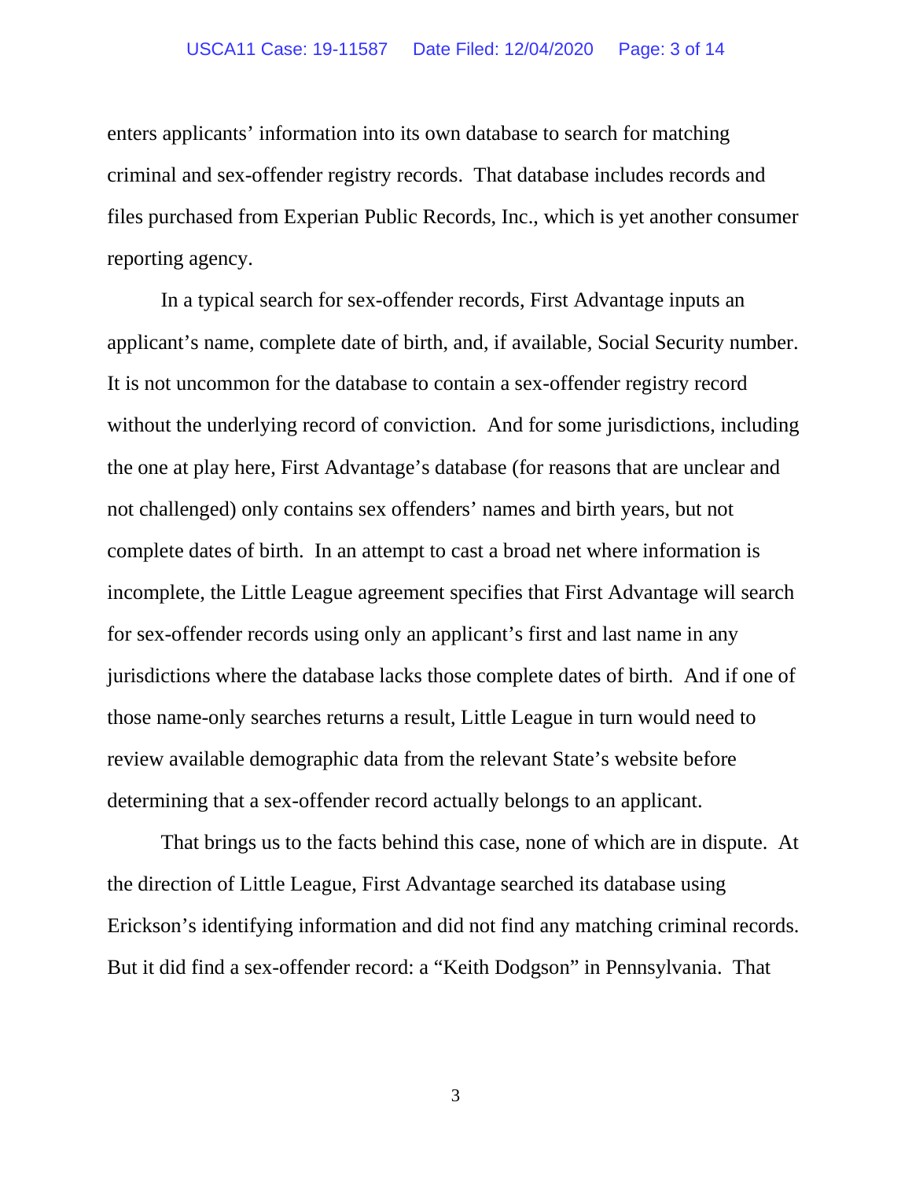enters applicants' information into its own database to search for matching criminal and sex-offender registry records. That database includes records and files purchased from Experian Public Records, Inc., which is yet another consumer reporting agency.

In a typical search for sex-offender records, First Advantage inputs an applicant's name, complete date of birth, and, if available, Social Security number. It is not uncommon for the database to contain a sex-offender registry record without the underlying record of conviction. And for some jurisdictions, including the one at play here, First Advantage's database (for reasons that are unclear and not challenged) only contains sex offenders' names and birth years, but not complete dates of birth. In an attempt to cast a broad net where information is incomplete, the Little League agreement specifies that First Advantage will search for sex-offender records using only an applicant's first and last name in any jurisdictions where the database lacks those complete dates of birth. And if one of those name-only searches returns a result, Little League in turn would need to review available demographic data from the relevant State's website before determining that a sex-offender record actually belongs to an applicant.

That brings us to the facts behind this case, none of which are in dispute. At the direction of Little League, First Advantage searched its database using Erickson's identifying information and did not find any matching criminal records. But it did find a sex-offender record: a "Keith Dodgson" in Pennsylvania. That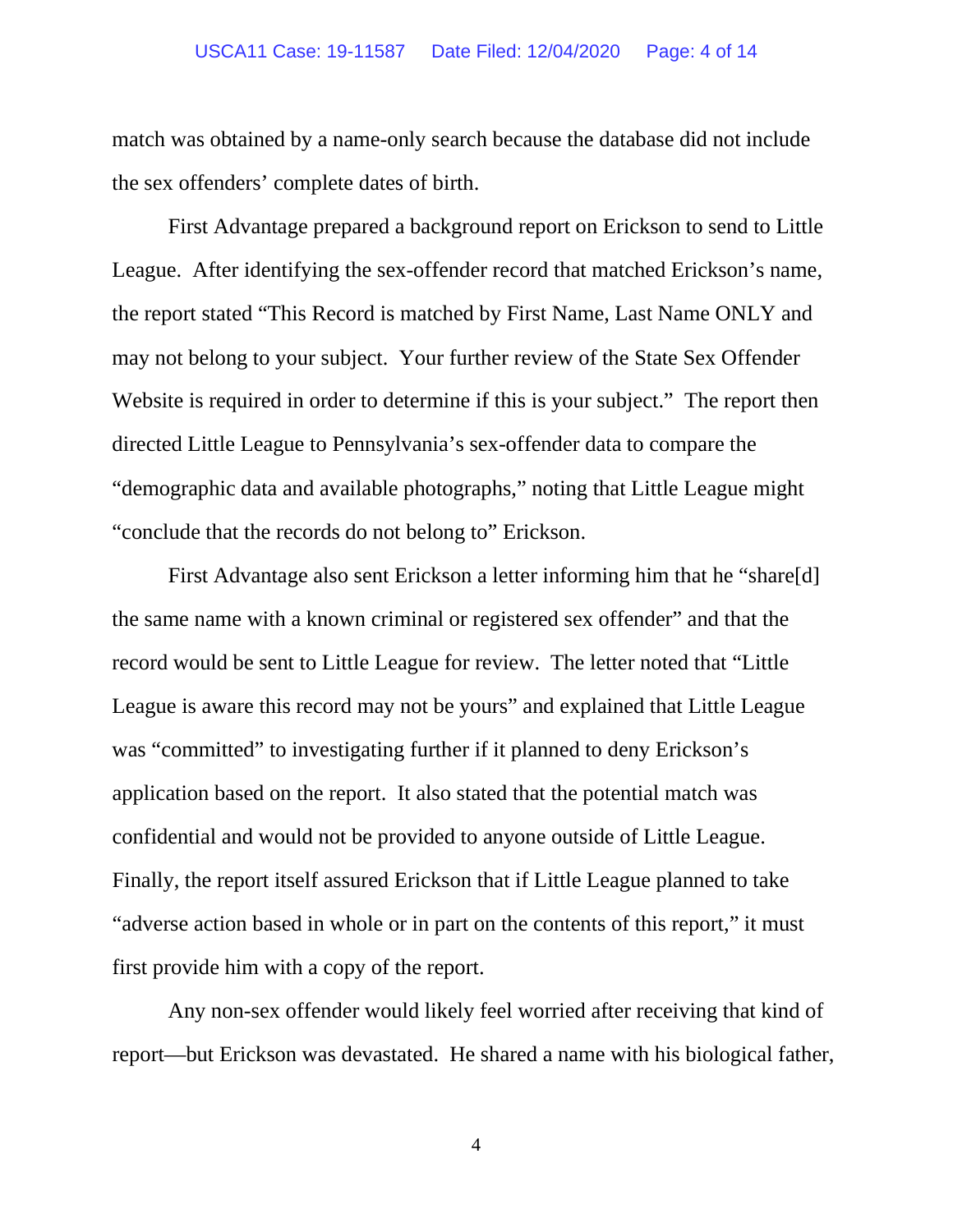match was obtained by a name-only search because the database did not include the sex offenders' complete dates of birth.

First Advantage prepared a background report on Erickson to send to Little League. After identifying the sex-offender record that matched Erickson's name, the report stated "This Record is matched by First Name, Last Name ONLY and may not belong to your subject. Your further review of the State Sex Offender Website is required in order to determine if this is your subject." The report then directed Little League to Pennsylvania's sex-offender data to compare the "demographic data and available photographs," noting that Little League might "conclude that the records do not belong to" Erickson.

First Advantage also sent Erickson a letter informing him that he "share[d] the same name with a known criminal or registered sex offender" and that the record would be sent to Little League for review. The letter noted that "Little League is aware this record may not be yours" and explained that Little League was "committed" to investigating further if it planned to deny Erickson's application based on the report. It also stated that the potential match was confidential and would not be provided to anyone outside of Little League. Finally, the report itself assured Erickson that if Little League planned to take "adverse action based in whole or in part on the contents of this report," it must first provide him with a copy of the report.

Any non-sex offender would likely feel worried after receiving that kind of report—but Erickson was devastated. He shared a name with his biological father,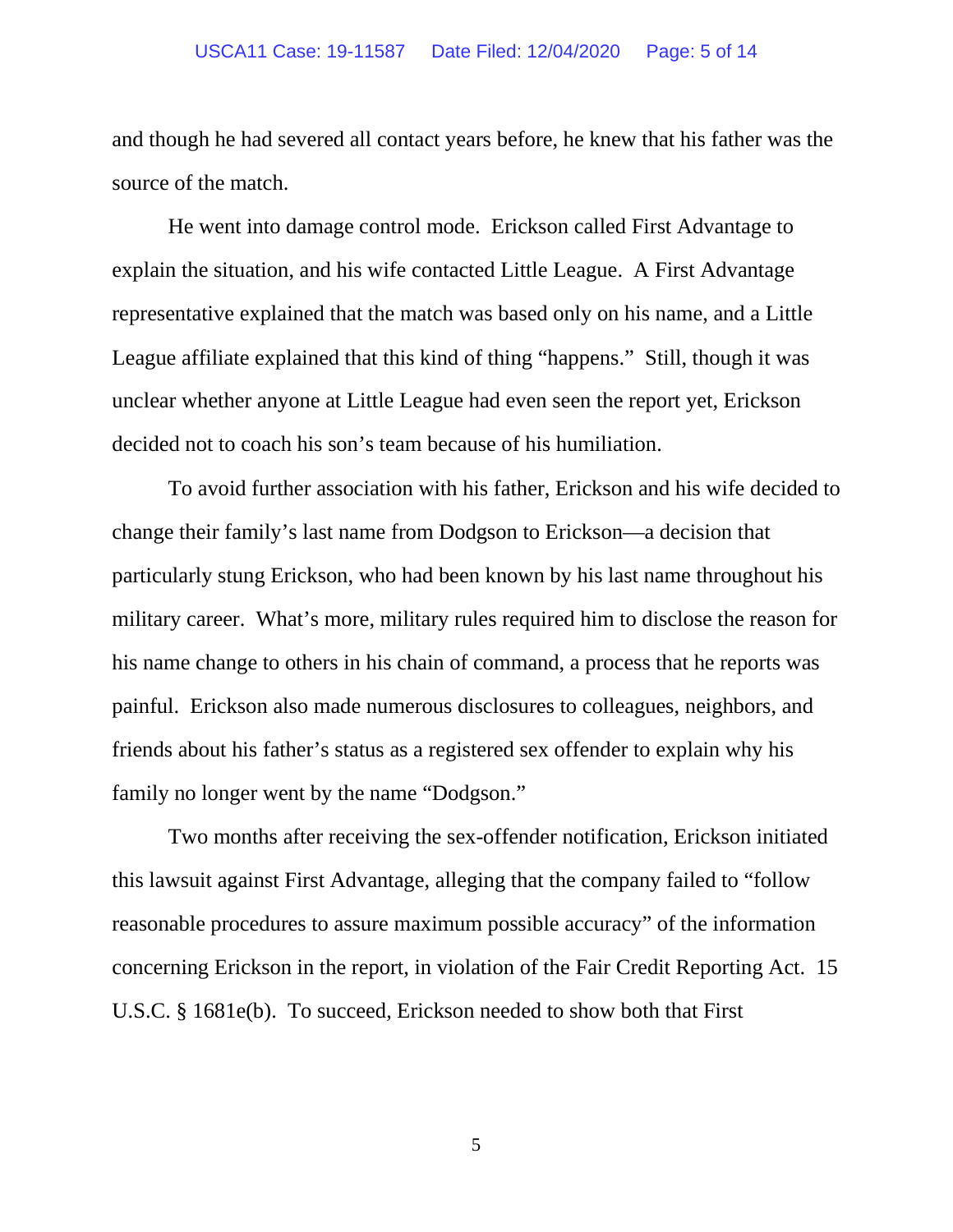and though he had severed all contact years before, he knew that his father was the source of the match.

He went into damage control mode. Erickson called First Advantage to explain the situation, and his wife contacted Little League. A First Advantage representative explained that the match was based only on his name, and a Little League affiliate explained that this kind of thing "happens." Still, though it was unclear whether anyone at Little League had even seen the report yet, Erickson decided not to coach his son's team because of his humiliation.

To avoid further association with his father, Erickson and his wife decided to change their family's last name from Dodgson to Erickson—a decision that particularly stung Erickson, who had been known by his last name throughout his military career. What's more, military rules required him to disclose the reason for his name change to others in his chain of command, a process that he reports was painful. Erickson also made numerous disclosures to colleagues, neighbors, and friends about his father's status as a registered sex offender to explain why his family no longer went by the name "Dodgson."

Two months after receiving the sex-offender notification, Erickson initiated this lawsuit against First Advantage, alleging that the company failed to "follow reasonable procedures to assure maximum possible accuracy" of the information concerning Erickson in the report, in violation of the Fair Credit Reporting Act. 15 U.S.C. § 1681e(b). To succeed, Erickson needed to show both that First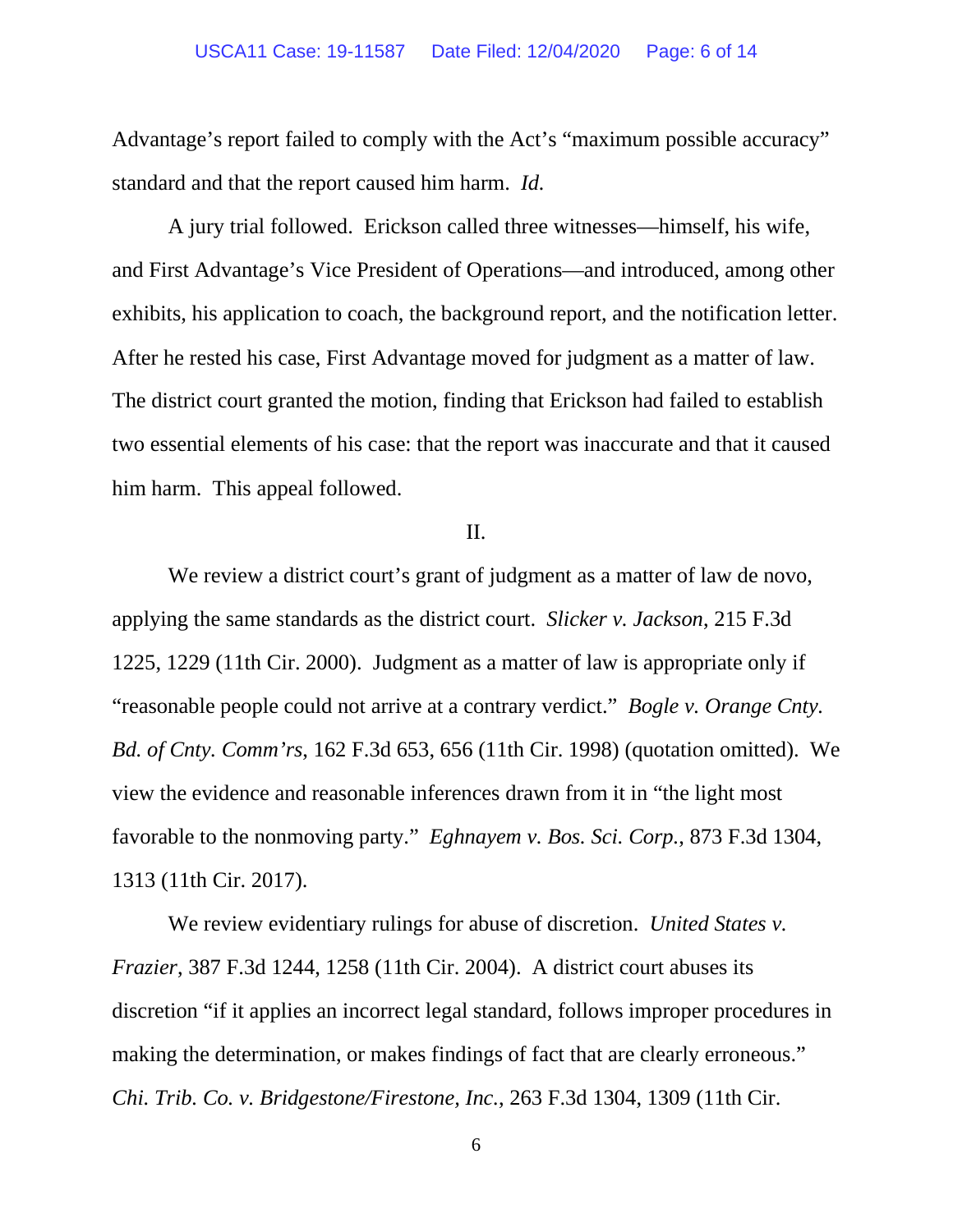Advantage's report failed to comply with the Act's "maximum possible accuracy" standard and that the report caused him harm. *Id.*

A jury trial followed. Erickson called three witnesses—himself, his wife, and First Advantage's Vice President of Operations—and introduced, among other exhibits, his application to coach, the background report, and the notification letter. After he rested his case, First Advantage moved for judgment as a matter of law. The district court granted the motion, finding that Erickson had failed to establish two essential elements of his case: that the report was inaccurate and that it caused him harm. This appeal followed.

## II.

We review a district court's grant of judgment as a matter of law de novo, applying the same standards as the district court. *Slicker v. Jackson*, 215 F.3d 1225, 1229 (11th Cir. 2000). Judgment as a matter of law is appropriate only if "reasonable people could not arrive at a contrary verdict." *Bogle v. Orange Cnty. Bd. of Cnty. Comm'rs*, 162 F.3d 653, 656 (11th Cir. 1998) (quotation omitted). We view the evidence and reasonable inferences drawn from it in "the light most favorable to the nonmoving party." *Eghnayem v. Bos. Sci. Corp.*, 873 F.3d 1304, 1313 (11th Cir. 2017).

We review evidentiary rulings for abuse of discretion. *United States v. Frazier*, 387 F.3d 1244, 1258 (11th Cir. 2004). A district court abuses its discretion "if it applies an incorrect legal standard, follows improper procedures in making the determination, or makes findings of fact that are clearly erroneous." *Chi. Trib. Co. v. Bridgestone/Firestone, Inc.*, 263 F.3d 1304, 1309 (11th Cir.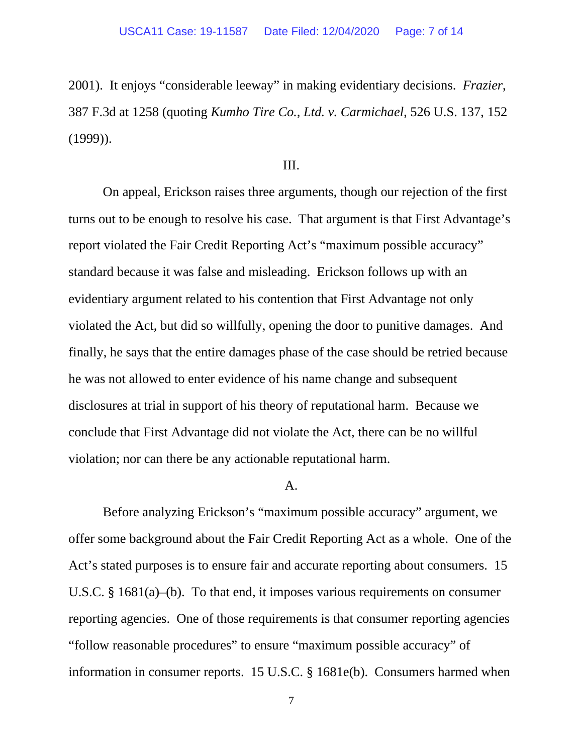2001). It enjoys "considerable leeway" in making evidentiary decisions. *Frazier*, 387 F.3d at 1258 (quoting *Kumho Tire Co., Ltd. v. Carmichael*, 526 U.S. 137, 152 (1999)).

III.

On appeal, Erickson raises three arguments, though our rejection of the first turns out to be enough to resolve his case. That argument is that First Advantage's report violated the Fair Credit Reporting Act's "maximum possible accuracy" standard because it was false and misleading. Erickson follows up with an evidentiary argument related to his contention that First Advantage not only violated the Act, but did so willfully, opening the door to punitive damages. And finally, he says that the entire damages phase of the case should be retried because he was not allowed to enter evidence of his name change and subsequent disclosures at trial in support of his theory of reputational harm. Because we conclude that First Advantage did not violate the Act, there can be no willful violation; nor can there be any actionable reputational harm.

A.

Before analyzing Erickson's "maximum possible accuracy" argument, we offer some background about the Fair Credit Reporting Act as a whole. One of the Act's stated purposes is to ensure fair and accurate reporting about consumers. 15 U.S.C. § 1681(a)–(b). To that end, it imposes various requirements on consumer reporting agencies. One of those requirements is that consumer reporting agencies "follow reasonable procedures" to ensure "maximum possible accuracy" of information in consumer reports. 15 U.S.C. § 1681e(b). Consumers harmed when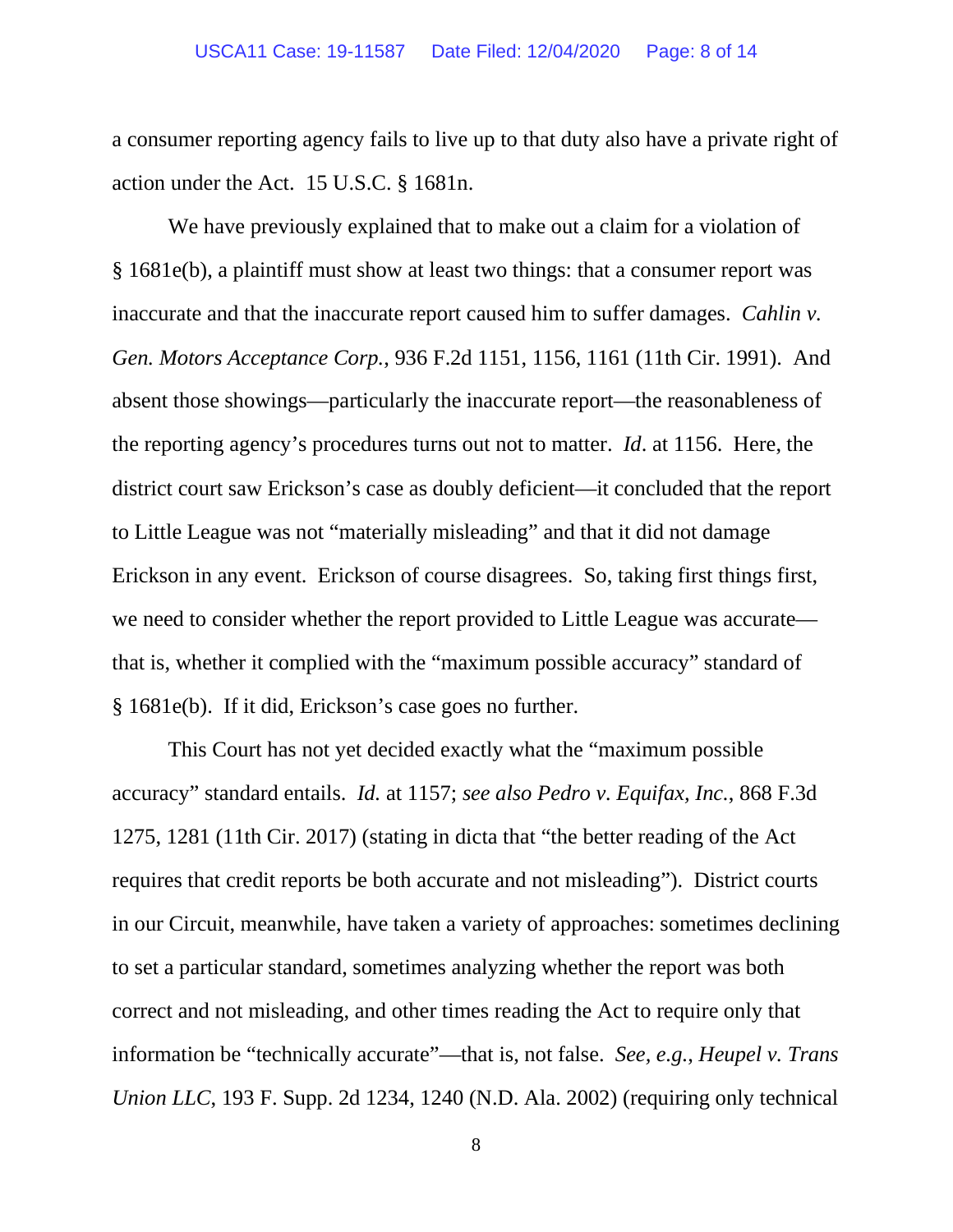a consumer reporting agency fails to live up to that duty also have a private right of action under the Act. 15 U.S.C. § 1681n.

We have previously explained that to make out a claim for a violation of § 1681e(b), a plaintiff must show at least two things: that a consumer report was inaccurate and that the inaccurate report caused him to suffer damages. *Cahlin v. Gen. Motors Acceptance Corp.*, 936 F.2d 1151, 1156, 1161 (11th Cir. 1991). And absent those showings—particularly the inaccurate report—the reasonableness of the reporting agency's procedures turns out not to matter. *Id*. at 1156. Here, the district court saw Erickson's case as doubly deficient—it concluded that the report to Little League was not "materially misleading" and that it did not damage Erickson in any event. Erickson of course disagrees. So, taking first things first, we need to consider whether the report provided to Little League was accurate—that is, whether it complied with the "maximum possible accuracy" standard of § 1681e(b). If it did, Erickson's case goes no further.

This Court has not yet decided exactly what the "maximum possible accuracy" standard entails. *Id.* at 1157; *see also Pedro v. Equifax, Inc.*, 868 F.3d 1275, 1281 (11th Cir. 2017) (stating in dicta that "the better reading of the Act requires that credit reports be both accurate and not misleading"). District courts in our Circuit, meanwhile, have taken a variety of approaches: sometimes declining to set a particular standard, sometimes analyzing whether the report was both correct and not misleading, and other times reading the Act to require only that information be "technically accurate"—that is, not false. *See, e.g.*, *Heupel v. Trans Union LLC*, 193 F. Supp. 2d 1234, 1240 (N.D. Ala. 2002) (requiring only technical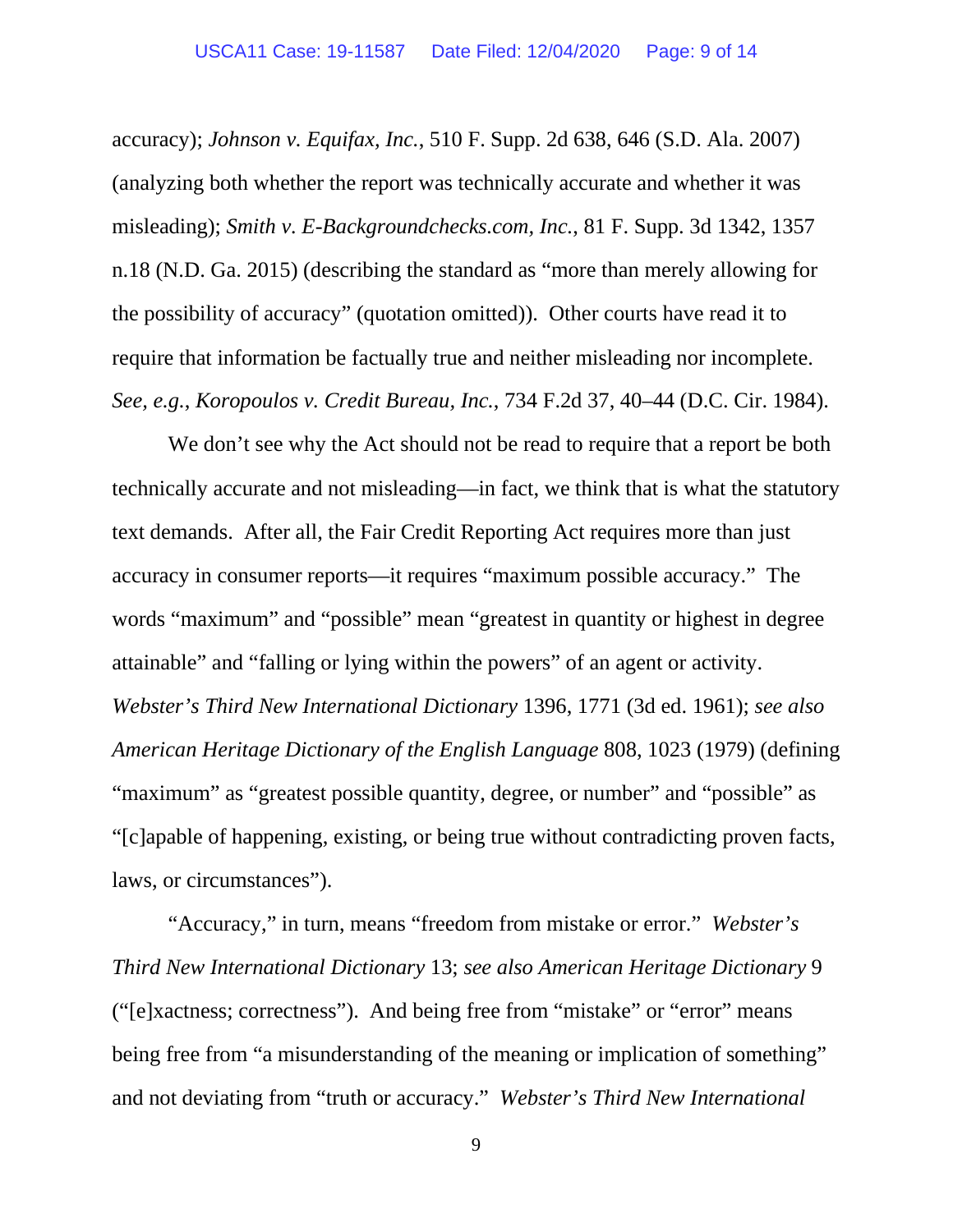accuracy); *Johnson v. Equifax, Inc.*, 510 F. Supp. 2d 638, 646 (S.D. Ala. 2007) (analyzing both whether the report was technically accurate and whether it was misleading); *Smith v. E-Backgroundchecks.com, Inc.*, 81 F. Supp. 3d 1342, 1357 n.18 (N.D. Ga. 2015) (describing the standard as "more than merely allowing for the possibility of accuracy" (quotation omitted)). Other courts have read it to require that information be factually true and neither misleading nor incomplete. *See, e.g.*, *Koropoulos v. Credit Bureau, Inc.*, 734 F.2d 37, 40–44 (D.C. Cir. 1984).

We don't see why the Act should not be read to require that a report be both technically accurate and not misleading—in fact, we think that is what the statutory text demands. After all, the Fair Credit Reporting Act requires more than just accuracy in consumer reports—it requires "maximum possible accuracy." The words "maximum" and "possible" mean "greatest in quantity or highest in degree attainable" and "falling or lying within the powers" of an agent or activity. *Webster's Third New International Dictionary* 1396, 1771 (3d ed. 1961); *see also American Heritage Dictionary of the English Language* 808, 1023 (1979) (defining "maximum" as "greatest possible quantity, degree, or number" and "possible" as "[c]apable of happening, existing, or being true without contradicting proven facts, laws, or circumstances").

"Accuracy," in turn, means "freedom from mistake or error." *Webster's Third New International Dictionary* 13; *see also American Heritage Dictionary* 9 ("[e]xactness; correctness"). And being free from "mistake" or "error" means being free from "a misunderstanding of the meaning or implication of something" and not deviating from "truth or accuracy." *Webster's Third New International*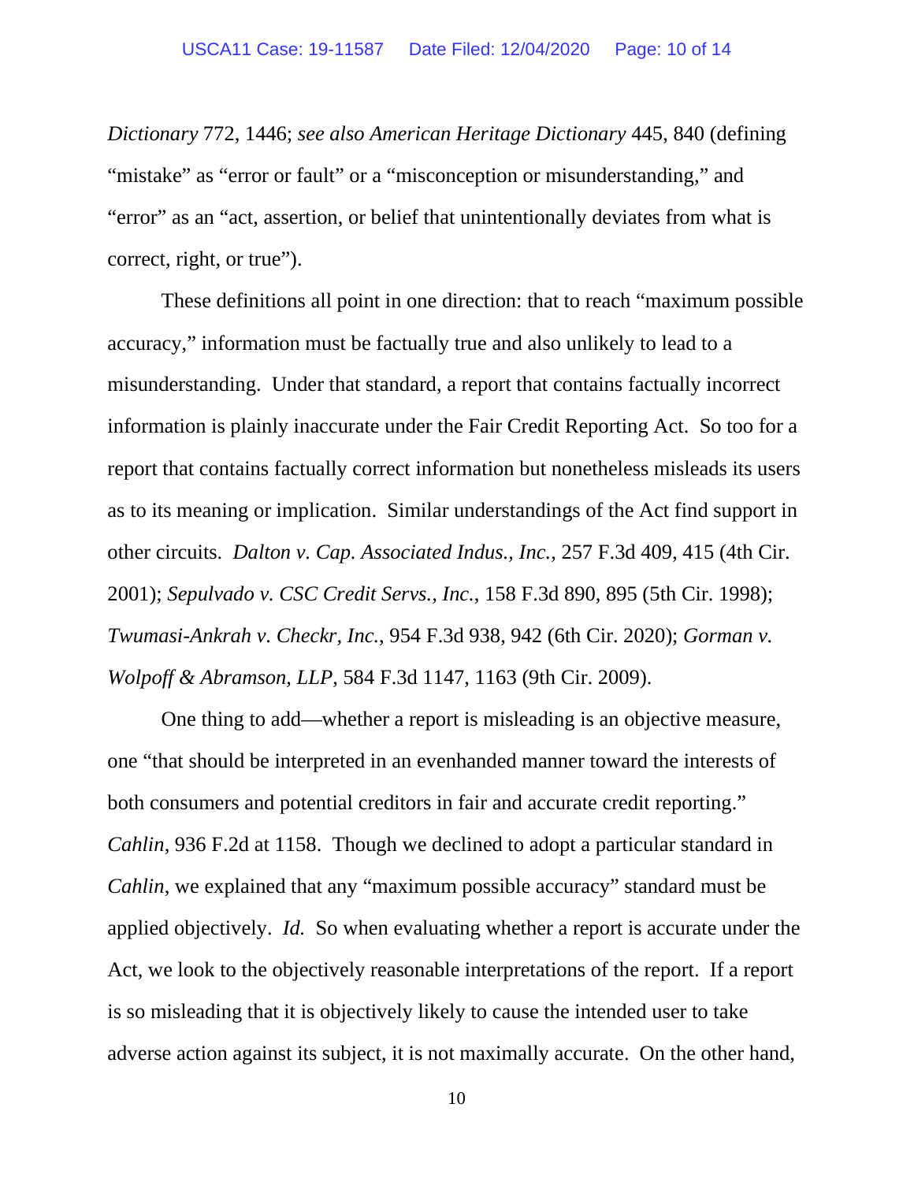*Dictionary* 772, 1446; *see also American Heritage Dictionary* 445, 840 (defining "mistake" as "error or fault" or a "misconception or misunderstanding," and "error" as an "act, assertion, or belief that unintentionally deviates from what is correct, right, or true").

These definitions all point in one direction: that to reach "maximum possible accuracy," information must be factually true and also unlikely to lead to a misunderstanding. Under that standard, a report that contains factually incorrect information is plainly inaccurate under the Fair Credit Reporting Act. So too for a report that contains factually correct information but nonetheless misleads its users as to its meaning or implication. Similar understandings of the Act find support in other circuits. *Dalton v. Cap. Associated Indus., Inc.*, 257 F.3d 409, 415 (4th Cir. 2001); *Sepulvado v. CSC Credit Servs., Inc.*, 158 F.3d 890, 895 (5th Cir. 1998); *Twumasi-Ankrah v. Checkr, Inc.*, 954 F.3d 938, 942 (6th Cir. 2020); *Gorman v. Wolpoff & Abramson, LLP*, 584 F.3d 1147, 1163 (9th Cir. 2009).

One thing to add—whether a report is misleading is an objective measure, one "that should be interpreted in an evenhanded manner toward the interests of both consumers and potential creditors in fair and accurate credit reporting." *Cahlin*, 936 F.2d at 1158. Though we declined to adopt a particular standard in *Cahlin*, we explained that any "maximum possible accuracy" standard must be applied objectively. *Id.* So when evaluating whether a report is accurate under the Act, we look to the objectively reasonable interpretations of the report. If a report is so misleading that it is objectively likely to cause the intended user to take adverse action against its subject, it is not maximally accurate. On the other hand,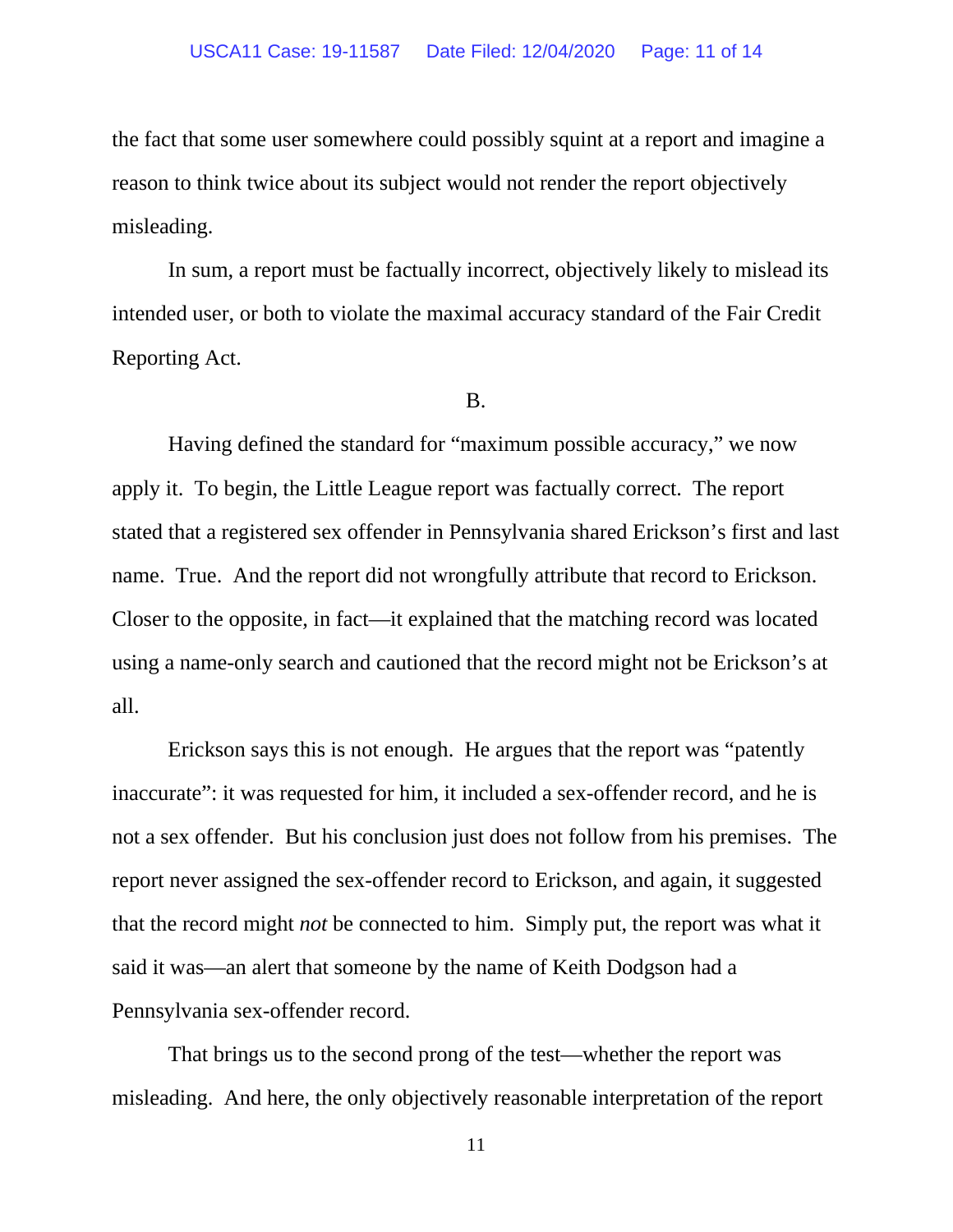the fact that some user somewhere could possibly squint at a report and imagine a reason to think twice about its subject would not render the report objectively misleading.

In sum, a report must be factually incorrect, objectively likely to mislead its intended user, or both to violate the maximal accuracy standard of the Fair Credit Reporting Act.

B.

Having defined the standard for "maximum possible accuracy," we now apply it. To begin, the Little League report was factually correct. The report stated that a registered sex offender in Pennsylvania shared Erickson's first and last name. True. And the report did not wrongfully attribute that record to Erickson. Closer to the opposite, in fact—it explained that the matching record was located using a name-only search and cautioned that the record might not be Erickson's at all.

Erickson says this is not enough. He argues that the report was "patently inaccurate": it was requested for him, it included a sex-offender record, and he is not a sex offender. But his conclusion just does not follow from his premises. The report never assigned the sex-offender record to Erickson, and again, it suggested that the record might *not* be connected to him. Simply put, the report was what it said it was—an alert that someone by the name of Keith Dodgson had a Pennsylvania sex-offender record.

That brings us to the second prong of the test—whether the report was misleading. And here, the only objectively reasonable interpretation of the report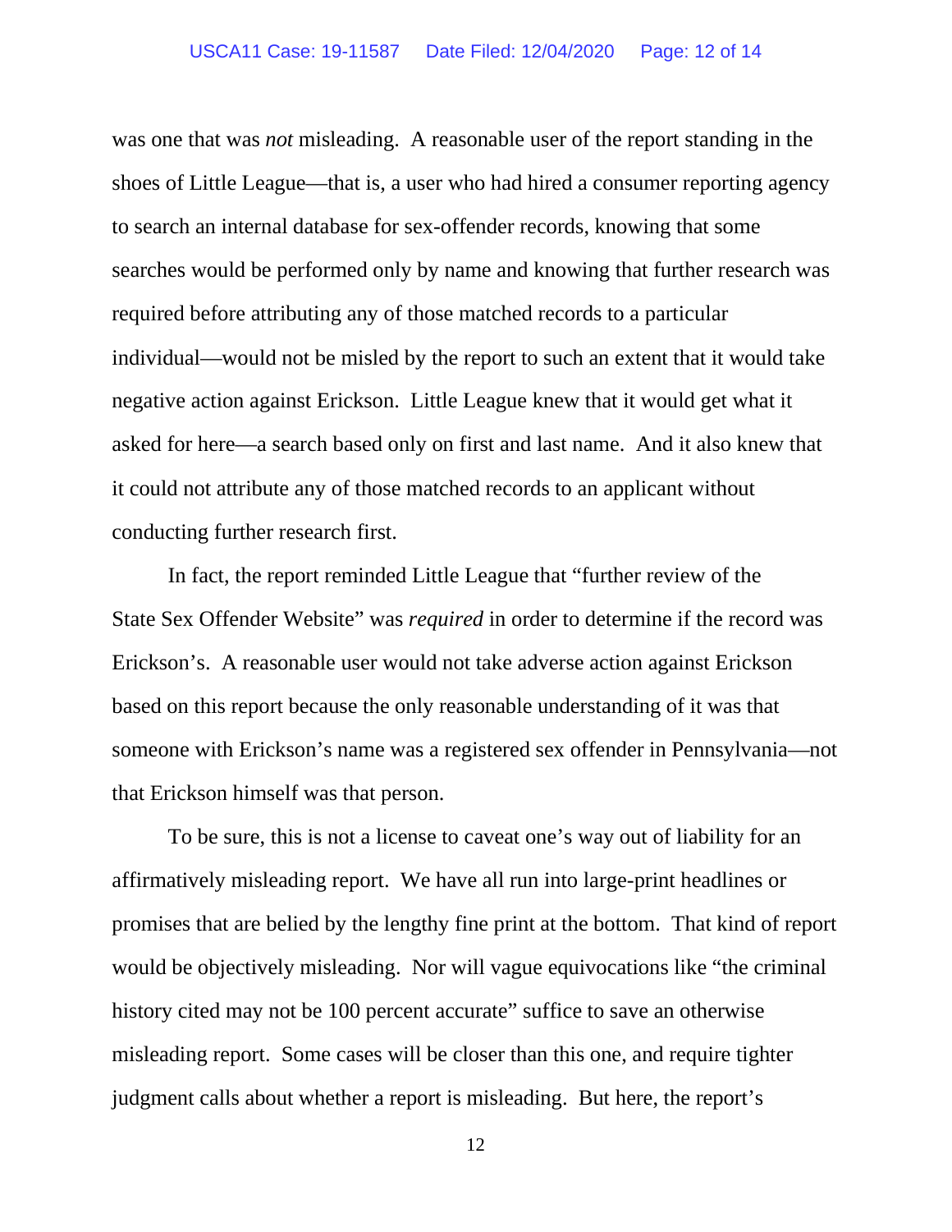was one that was *not* misleading. A reasonable user of the report standing in the shoes of Little League—that is, a user who had hired a consumer reporting agency to search an internal database for sex-offender records, knowing that some searches would be performed only by name and knowing that further research was required before attributing any of those matched records to a particular individual—would not be misled by the report to such an extent that it would take negative action against Erickson. Little League knew that it would get what it asked for here—a search based only on first and last name. And it also knew that it could not attribute any of those matched records to an applicant without conducting further research first.

In fact, the report reminded Little League that "further review of the State Sex Offender Website" was *required* in order to determine if the record was Erickson's. A reasonable user would not take adverse action against Erickson based on this report because the only reasonable understanding of it was that someone with Erickson's name was a registered sex offender in Pennsylvania—not that Erickson himself was that person.

To be sure, this is not a license to caveat one's way out of liability for an affirmatively misleading report. We have all run into large-print headlines or promises that are belied by the lengthy fine print at the bottom. That kind of report would be objectively misleading. Nor will vague equivocations like "the criminal history cited may not be 100 percent accurate" suffice to save an otherwise misleading report. Some cases will be closer than this one, and require tighter judgment calls about whether a report is misleading. But here, the report's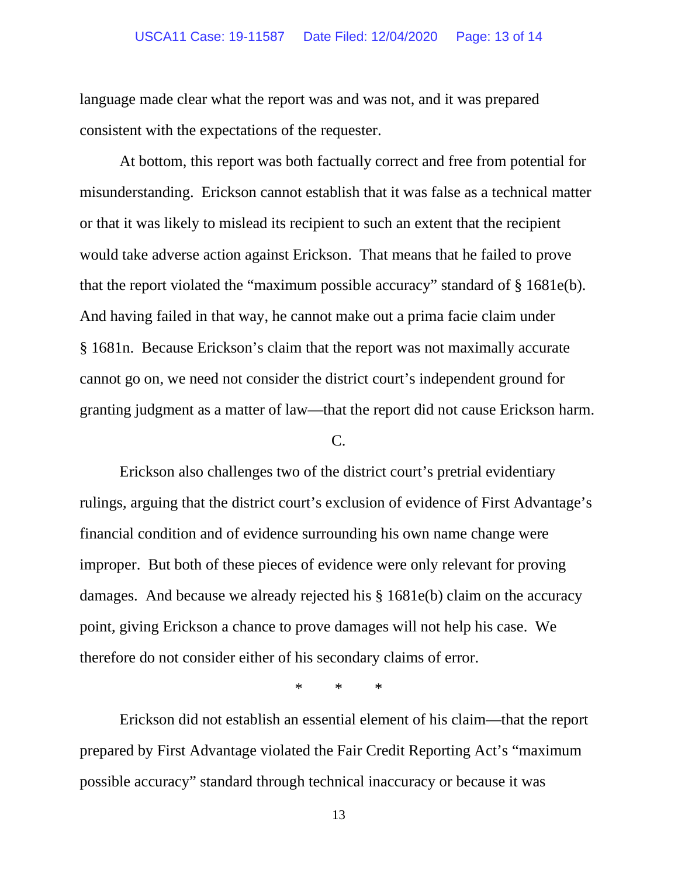language made clear what the report was and was not, and it was prepared consistent with the expectations of the requester.

At bottom, this report was both factually correct and free from potential for misunderstanding. Erickson cannot establish that it was false as a technical matter or that it was likely to mislead its recipient to such an extent that the recipient would take adverse action against Erickson. That means that he failed to prove that the report violated the "maximum possible accuracy" standard of § 1681e(b). And having failed in that way, he cannot make out a prima facie claim under § 1681n. Because Erickson's claim that the report was not maximally accurate cannot go on, we need not consider the district court's independent ground for granting judgment as a matter of law—that the report did not cause Erickson harm.

C.

Erickson also challenges two of the district court's pretrial evidentiary rulings, arguing that the district court's exclusion of evidence of First Advantage's financial condition and of evidence surrounding his own name change were improper. But both of these pieces of evidence were only relevant for proving damages. And because we already rejected his § 1681e(b) claim on the accuracy point, giving Erickson a chance to prove damages will not help his case. We therefore do not consider either of his secondary claims of error.

\* \* \*

Erickson did not establish an essential element of his claim—that the report prepared by First Advantage violated the Fair Credit Reporting Act's "maximum possible accuracy" standard through technical inaccuracy or because it was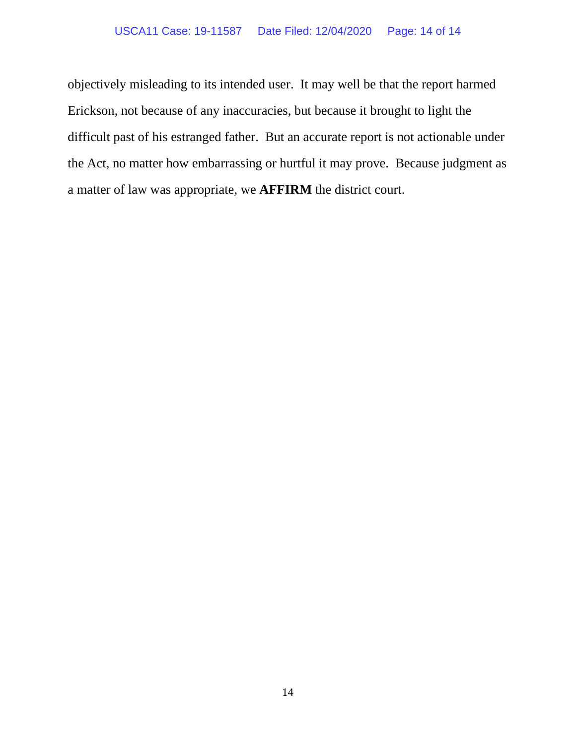objectively misleading to its intended user. It may well be that the report harmed Erickson, not because of any inaccuracies, but because it brought to light the difficult past of his estranged father. But an accurate report is not actionable under the Act, no matter how embarrassing or hurtful it may prove. Because judgment as a matter of law was appropriate, we **AFFIRM** the district court.